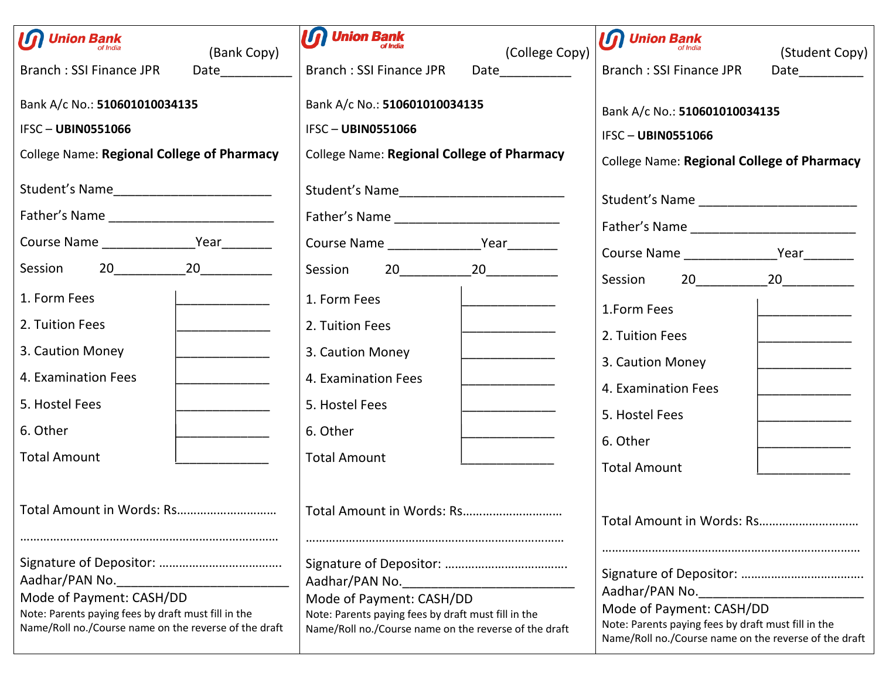## Union Bank of India

(Bank Copy)

Branch : SSI Finance JPR Date__________

Bank A/c No.: **510601010034135**

IFSC – **UBIN0551066**

College Name: **Regional College of Pharmacy**

Student's Name_______________________

Father's Name _______________________

Course Name _____________Year_______

Session 20__________20__________

| | |
|---|---|
| 1. Form Fees | _____________ |
| 2. Tuition Fees | _____________ |
| 3. Caution Money | _____________ |
| 4. Examination Fees | _____________ |
| 5. Hostel Fees | _____________ |
| 6. Other | _____________ |
| Total Amount | _____________ |

Total Amount in Words: Rs…………………………

………………………………………………………………

Signature of Depositor: ………………………………

Aadhar/PAN No.________________________

Mode of Payment: CASH/DD

Note: Parents paying fees by draft must fill in the Name/Roll no./Course name on the reverse of the draft

## Union Bank of India

(College Copy)

Branch : SSI Finance JPR Date__________

Bank A/c No.: **510601010034135**

IFSC – **UBIN0551066**

College Name: **Regional College of Pharmacy**

Student's Name_______________________

Father's Name _______________________

Course Name _____________Year_______

Session 20__________20__________

| | |
|---|---|
| 1. Form Fees | _____________ |
| 2. Tuition Fees | _____________ |
| 3. Caution Money | _____________ |
| 4. Examination Fees | _____________ |
| 5. Hostel Fees | _____________ |
| 6. Other | _____________ |
| Total Amount | _____________ |

Total Amount in Words: Rs…………………………

………………………………………………………………

Signature of Depositor: ………………………………

Aadhar/PAN No.________________________

Mode of Payment: CASH/DD

Note: Parents paying fees by draft must fill in the Name/Roll no./Course name on the reverse of the draft

## Union Bank of India

(Student Copy)

Branch : SSI Finance JPR Date_________

Bank A/c No.: **510601010034135**

IFSC – **UBIN0551066**

College Name: **Regional College of Pharmacy**

Student's Name _______________________

Father's Name _______________________

Course Name _____________Year_______

Session 20__________20__________

| | |
|---|---|
| 1.Form Fees | _____________ |
| 2. Tuition Fees | _____________ |
| 3. Caution Money | _____________ |
| 4. Examination Fees | _____________ |
| 5. Hostel Fees | _____________ |
| 6. Other | _____________ |
| Total Amount | _____________ |

Total Amount in Words: Rs…………………………

………………………………………………………………

Signature of Depositor: ………………………………

Aadhar/PAN No.________________________

Mode of Payment: CASH/DD

Note: Parents paying fees by draft must fill in the Name/Roll no./Course name on the reverse of the draft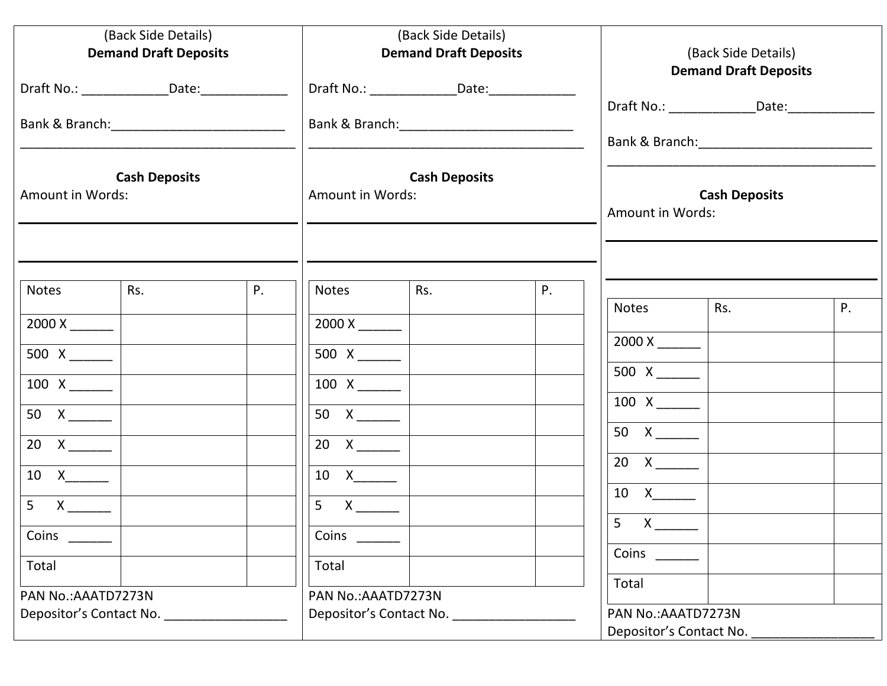(Back Side Details)

**Demand Draft Deposits**

Draft No.: ____________Date:____________

Bank & Branch:_________________________
_________________________________________

**Cash Deposits**

Amount in Words:

_________________________________________

_________________________________________

| Notes | Rs. | P. |
|---|---|---|
| 2000 X ______ | | |
| 500 X ______ | | |
| 100 X ______ | | |
| 50 X ______ | | |
| 20 X ______ | | |
| 10 X______ | | |
| 5 X ______ | | |
| Coins ______ | | |
| Total | | |

PAN No.:AAATD7273N

Depositor's Contact No. __________________

(Back Side Details)

**Demand Draft Deposits**

Draft No.: ____________Date:____________

Bank & Branch:_________________________
_________________________________________

**Cash Deposits**

Amount in Words:

_________________________________________

_________________________________________

| Notes | Rs. | P. |
|---|---|---|
| 2000 X ______ | | |
| 500 X ______ | | |
| 100 X ______ | | |
| 50 X ______ | | |
| 20 X ______ | | |
| 10 X______ | | |
| 5 X ______ | | |
| Coins ______ | | |
| Total | | |

PAN No.:AAATD7273N

Depositor's Contact No. __________________

(Back Side Details)

**Demand Draft Deposits**

Draft No.: ____________Date:____________

Bank & Branch:_________________________
_________________________________________

**Cash Deposits**

Amount in Words:

_________________________________________

_________________________________________

| Notes | Rs. | P. |
|---|---|---|
| 2000 X ______ | | |
| 500 X ______ | | |
| 100 X ______ | | |
| 50 X ______ | | |
| 20 X ______ | | |
| 10 X______ | | |
| 5 X ______ | | |
| Coins ______ | | |
| Total | | |

PAN No.:AAATD7273N

Depositor's Contact No. __________________